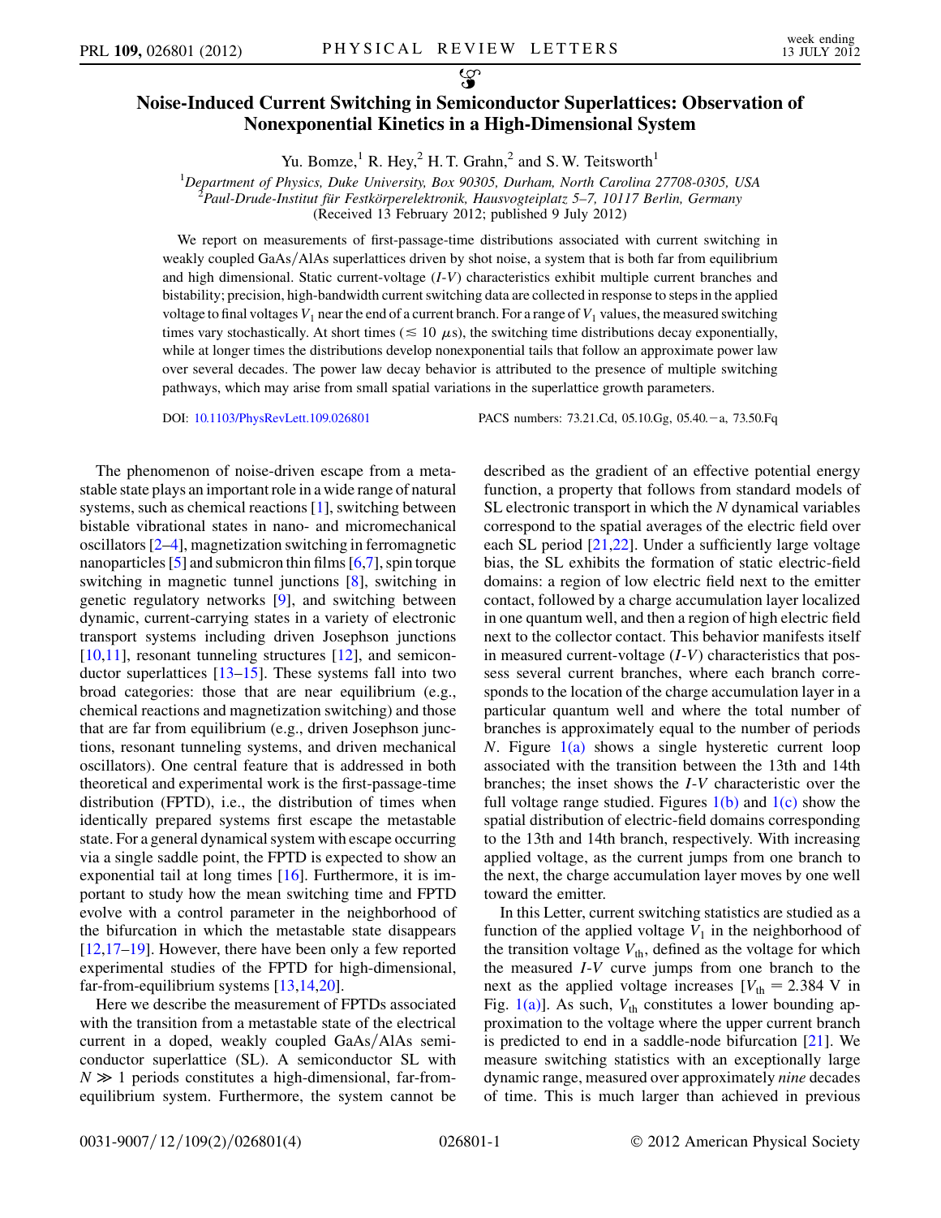# Noise-Induced Current Switching in Semiconductor Superlattices: Observation of Nonexponential Kinetics in a High-Dimensional System

Yu. Bomze,[1] R. Hey,[2] H. T. Grahn,[2] and S. W. Teitsworth[1]

[1]*Department of Physics, Duke University, Box 90305, Durham, North Carolina 27708-0305, USA*
[2]*Paul-Drude-Institut für Festkörperelektronik, Hausvogteiplatz 5–7, 10117 Berlin, Germany*
(Received 13 February 2012; published 9 July 2012)

We report on measurements of first-passage-time distributions associated with current switching in weakly coupled GaAs/AlAs superlattices driven by shot noise, a system that is both far from equilibrium and high dimensional. Static current-voltage ($I$-$V$) characteristics exhibit multiple current branches and bistability; precision, high-bandwidth current switching data are collected in response to steps in the applied voltage to final voltages $V_1$ near the end of a current branch. For a range of $V_1$ values, the measured switching times vary stochastically. At short times ($\lesssim 10\ \mu$s), the switching time distributions decay exponentially, while at longer times the distributions develop nonexponential tails that follow an approximate power law over several decades. The power law decay behavior is attributed to the presence of multiple switching pathways, which may arise from small spatial variations in the superlattice growth parameters.

DOI: 10.1103/PhysRevLett.109.026801 PACS numbers: 73.21.Cd, 05.10.Gg, 05.40.−a, 73.50.Fq

The phenomenon of noise-driven escape from a metastable state plays an important role in a wide range of natural systems, such as chemical reactions [1], switching between bistable vibrational states in nano- and micromechanical oscillators [2–4], magnetization switching in ferromagnetic nanoparticles [5] and submicron thin films [6,7], spin torque switching in magnetic tunnel junctions [8], switching in genetic regulatory networks [9], and switching between dynamic, current-carrying states in a variety of electronic transport systems including driven Josephson junctions [10,11], resonant tunneling structures [12], and semiconductor superlattices [13–15]. These systems fall into two broad categories: those that are near equilibrium (e.g., chemical reactions and magnetization switching) and those that are far from equilibrium (e.g., driven Josephson junctions, resonant tunneling systems, and driven mechanical oscillators). One central feature that is addressed in both theoretical and experimental work is the first-passage-time distribution (FPTD), i.e., the distribution of times when identically prepared systems first escape the metastable state. For a general dynamical system with escape occurring via a single saddle point, the FPTD is expected to show an exponential tail at long times [16]. Furthermore, it is important to study how the mean switching time and FPTD evolve with a control parameter in the neighborhood of the bifurcation in which the metastable state disappears [12,17–19]. However, there have been only a few reported experimental studies of the FPTD for high-dimensional, far-from-equilibrium systems [13,14,20].

Here we describe the measurement of FPTDs associated with the transition from a metastable state of the electrical current in a doped, weakly coupled GaAs/AlAs semiconductor superlattice (SL). A semiconductor SL with $N \gg 1$ periods constitutes a high-dimensional, far-from-equilibrium system. Furthermore, the system cannot be described as the gradient of an effective potential energy function, a property that follows from standard models of SL electronic transport in which the $N$ dynamical variables correspond to the spatial averages of the electric field over each SL period [21,22]. Under a sufficiently large voltage bias, the SL exhibits the formation of static electric-field domains: a region of low electric field next to the emitter contact, followed by a charge accumulation layer localized in one quantum well, and then a region of high electric field next to the collector contact. This behavior manifests itself in measured current-voltage ($I$-$V$) characteristics that possess several current branches, where each branch corresponds to the location of the charge accumulation layer in a particular quantum well and where the total number of branches is approximately equal to the number of periods $N$. Figure 1(a) shows a single hysteretic current loop associated with the transition between the 13th and 14th branches; the inset shows the $I$-$V$ characteristic over the full voltage range studied. Figures 1(b) and 1(c) show the spatial distribution of electric-field domains corresponding to the 13th and 14th branch, respectively. With increasing applied voltage, as the current jumps from one branch to the next, the charge accumulation layer moves by one well toward the emitter.

In this Letter, current switching statistics are studied as a function of the applied voltage $V_1$ in the neighborhood of the transition voltage $V_{\mathrm{th}}$, defined as the voltage for which the measured $I$-$V$ curve jumps from one branch to the next as the applied voltage increases [$V_{\mathrm{th}} = 2.384$ V in Fig. 1(a)]. As such, $V_{\mathrm{th}}$ constitutes a lower bounding approximation to the voltage where the upper current branch is predicted to end in a saddle-node bifurcation [21]. We measure switching statistics with an exceptionally large dynamic range, measured over approximately *nine* decades of time. This is much larger than achieved in previous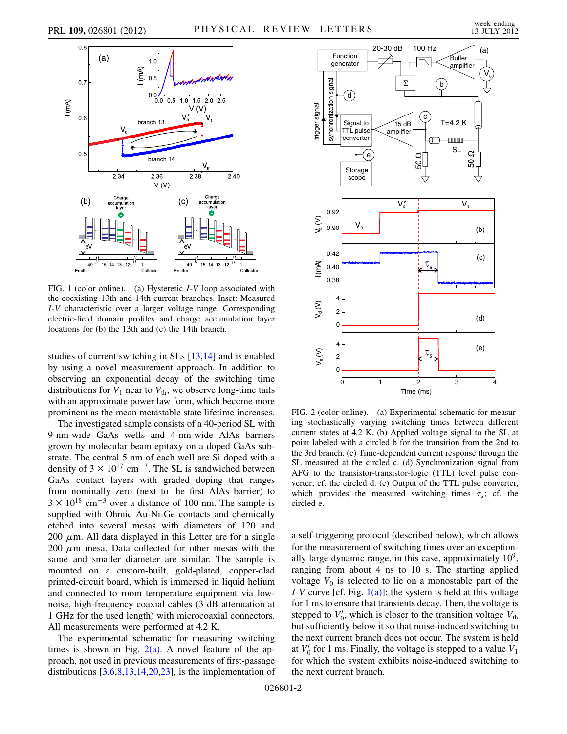FIG. 1 (color online). (a) Hysteretic $I$-$V$ loop associated with the coexisting 13th and 14th current branches. Inset: Measured $I$-$V$ characteristic over a larger voltage range. Corresponding electric-field domain profiles and charge accumulation layer locations for (b) the 13th and (c) the 14th branch.

studies of current switching in SLs [13,14] and is enabled by using a novel measurement approach. In addition to observing an exponential decay of the switching time distributions for $V_1$ near to $V_{th}$, we observe long-time tails with an approximate power law form, which become more prominent as the mean metastable state lifetime increases.

The investigated sample consists of a 40-period SL with 9-nm-wide GaAs wells and 4-nm-wide AlAs barriers grown by molecular beam epitaxy on a doped GaAs substrate. The central 5 nm of each well are Si doped with a density of $3 \times 10^{17}$ cm$^{-3}$. The SL is sandwiched between GaAs contact layers with graded doping that ranges from nominally zero (next to the first AlAs barrier) to $3 \times 10^{18}$ cm$^{-3}$ over a distance of 100 nm. The sample is supplied with Ohmic Au-Ni-Ge contacts and chemically etched into several mesas with diameters of 120 and 200 $\mu$m. All data displayed in this Letter are for a single 200 $\mu$m mesa. Data collected for other mesas with the same and smaller diameter are similar. The sample is mounted on a custom-built, gold-plated, copper-clad printed-circuit board, which is immersed in liquid helium and connected to room temperature equipment via low-noise, high-frequency coaxial cables (3 dB attenuation at 1 GHz for the used length) with microcoaxial connectors. All measurements were performed at 4.2 K.

The experimental schematic for measuring switching times is shown in Fig. 2(a). A novel feature of the approach, not used in previous measurements of first-passage distributions [3,6,8,13,14,20,23], is the implementation of a self-triggering protocol (described below), which allows for the measurement of switching times over an exceptionally large dynamic range, in this case, approximately $10^9$, ranging from about 4 ns to 10 s. The starting applied voltage $V_0$ is selected to lie on a monostable part of the $I$-$V$ curve [cf. Fig. 1(a)]; the system is held at this voltage for 1 ms to ensure that transients decay. Then, the voltage is stepped to $V_0'$, which is closer to the transition voltage $V_{th}$ but sufficiently below it so that noise-induced switching to the next current branch does not occur. The system is held at $V_0'$ for 1 ms. Finally, the voltage is stepped to a value $V_1$ for which the system exhibits noise-induced switching to the next current branch.

FIG. 2 (color online). (a) Experimental schematic for measuring stochastically varying switching times between different current states at 4.2 K. (b) Applied voltage signal to the SL at point labeled with a circled b for the transition from the 2nd to the 3rd branch. (c) Time-dependent current response through the SL measured at the circled c. (d) Synchronization signal from AFG to the transistor-transistor-logic (TTL) level pulse converter; cf. the circled d. (e) Output of the TTL pulse converter, which provides the measured switching times $\tau_s$; cf. the circled e.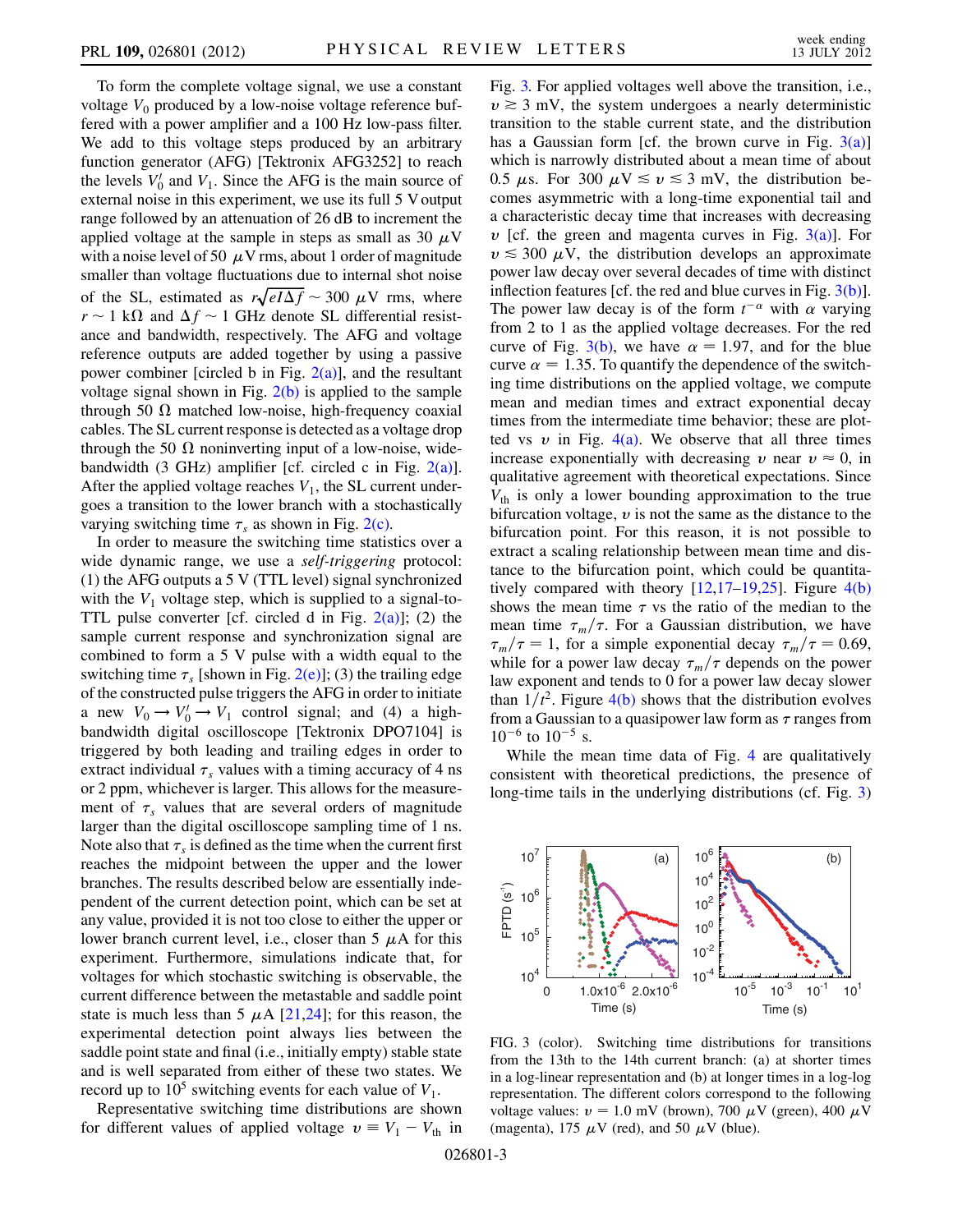To form the complete voltage signal, we use a constant voltage $V_0$ produced by a low-noise voltage reference buffered with a power amplifier and a 100 Hz low-pass filter. We add to this voltage steps produced by an arbitrary function generator (AFG) [Tektronix AFG3252] to reach the levels $V_0'$ and $V_1$. Since the AFG is the main source of external noise in this experiment, we use its full 5 V output range followed by an attenuation of 26 dB to increment the applied voltage at the sample in steps as small as 30 $\mu$V with a noise level of 50 $\mu$V rms, about 1 order of magnitude smaller than voltage fluctuations due to internal shot noise of the SL, estimated as $r\sqrt{eI\Delta f} \sim 300$ $\mu$V rms, where $r \sim 1$ k$\Omega$ and $\Delta f \sim 1$ GHz denote SL differential resistance and bandwidth, respectively. The AFG and voltage reference outputs are added together by using a passive power combiner [circled b in Fig. 2(a)], and the resultant voltage signal shown in Fig. 2(b) is applied to the sample through 50 $\Omega$ matched low-noise, high-frequency coaxial cables. The SL current response is detected as a voltage drop through the 50 $\Omega$ noninverting input of a low-noise, wide-bandwidth (3 GHz) amplifier [cf. circled c in Fig. 2(a)]. After the applied voltage reaches $V_1$, the SL current undergoes a transition to the lower branch with a stochastically varying switching time $\tau_s$ as shown in Fig. 2(c).

In order to measure the switching time statistics over a wide dynamic range, we use a *self-triggering* protocol: (1) the AFG outputs a 5 V (TTL level) signal synchronized with the $V_1$ voltage step, which is supplied to a signal-to-TTL pulse converter [cf. circled d in Fig. 2(a)]; (2) the sample current response and synchronization signal are combined to form a 5 V pulse with a width equal to the switching time $\tau_s$ [shown in Fig. 2(e)]; (3) the trailing edge of the constructed pulse triggers the AFG in order to initiate a new $V_0 \rightarrow V_0' \rightarrow V_1$ control signal; and (4) a high-bandwidth digital oscilloscope [Tektronix DPO7104] is triggered by both leading and trailing edges in order to extract individual $\tau_s$ values with a timing accuracy of 4 ns or 2 ppm, whichever is larger. This allows for the measurement of $\tau_s$ values that are several orders of magnitude larger than the digital oscilloscope sampling time of 1 ns. Note also that $\tau_s$ is defined as the time when the current first reaches the midpoint between the upper and the lower branches. The results described below are essentially independent of the current detection point, which can be set at any value, provided it is not too close to either the upper or lower branch current level, i.e., closer than 5 $\mu$A for this experiment. Furthermore, simulations indicate that, for voltages for which stochastic switching is observable, the current difference between the metastable and saddle point state is much less than 5 $\mu$A [21,24]; for this reason, the experimental detection point always lies between the saddle point state and final (i.e., initially empty) stable state and is well separated from either of these two states. We record up to $10^5$ switching events for each value of $V_1$.

Representative switching time distributions are shown for different values of applied voltage $v \equiv V_1 - V_{\rm th}$ in Fig. 3. For applied voltages well above the transition, i.e., $v \gtrsim 3$ mV, the system undergoes a nearly deterministic transition to the stable current state, and the distribution has a Gaussian form [cf. the brown curve in Fig. 3(a)] which is narrowly distributed about a mean time of about 0.5 $\mu$s. For 300 $\mu$V $\leq v \lesssim 3$ mV, the distribution becomes asymmetric with a long-time exponential tail and a characteristic decay time that increases with decreasing $v$ [cf. the green and magenta curves in Fig. 3(a)]. For $v \lesssim 300$ $\mu$V, the distribution develops an approximate power law decay over several decades of time with distinct inflection features [cf. the red and blue curves in Fig. 3(b)]. The power law decay is of the form $t^{-\alpha}$ with $\alpha$ varying from 2 to 1 as the applied voltage decreases. For the red curve of Fig. 3(b), we have $\alpha = 1.97$, and for the blue curve $\alpha = 1.35$. To quantify the dependence of the switching time distributions on the applied voltage, we compute mean and median times and extract exponential decay times from the intermediate time behavior; these are plotted vs $v$ in Fig. 4(a). We observe that all three times increase exponentially with decreasing $v$ near $v \approx 0$, in qualitative agreement with theoretical expectations. Since $V_{\rm th}$ is only a lower bounding approximation to the true bifurcation voltage, $v$ is not the same as the distance to the bifurcation point. For this reason, it is not possible to extract a scaling relationship between mean time and distance to the bifurcation point, which could be quantitatively compared with theory [12,17–19,25]. Figure 4(b) shows the mean time $\tau$ vs the ratio of the median to the mean time $\tau_m/\tau$. For a Gaussian distribution, we have $\tau_m/\tau = 1$, for a simple exponential decay $\tau_m/\tau = 0.69$, while for a power law decay $\tau_m/\tau$ depends on the power law exponent and tends to 0 for a power law decay slower than $1/t^2$. Figure 4(b) shows that the distribution evolves from a Gaussian to a quasipower law form as $\tau$ ranges from $10^{-6}$ to $10^{-5}$ s.

While the mean time data of Fig. 4 are qualitatively consistent with theoretical predictions, the presence of long-time tails in the underlying distributions (cf. Fig. 3)

FIG. 3 (color). Switching time distributions for transitions from the 13th to the 14th current branch: (a) at shorter times in a log-linear representation and (b) at longer times in a log-log representation. The different colors correspond to the following voltage values: $v = 1.0$ mV (brown), 700 $\mu$V (green), 400 $\mu$V (magenta), 175 $\mu$V (red), and 50 $\mu$V (blue).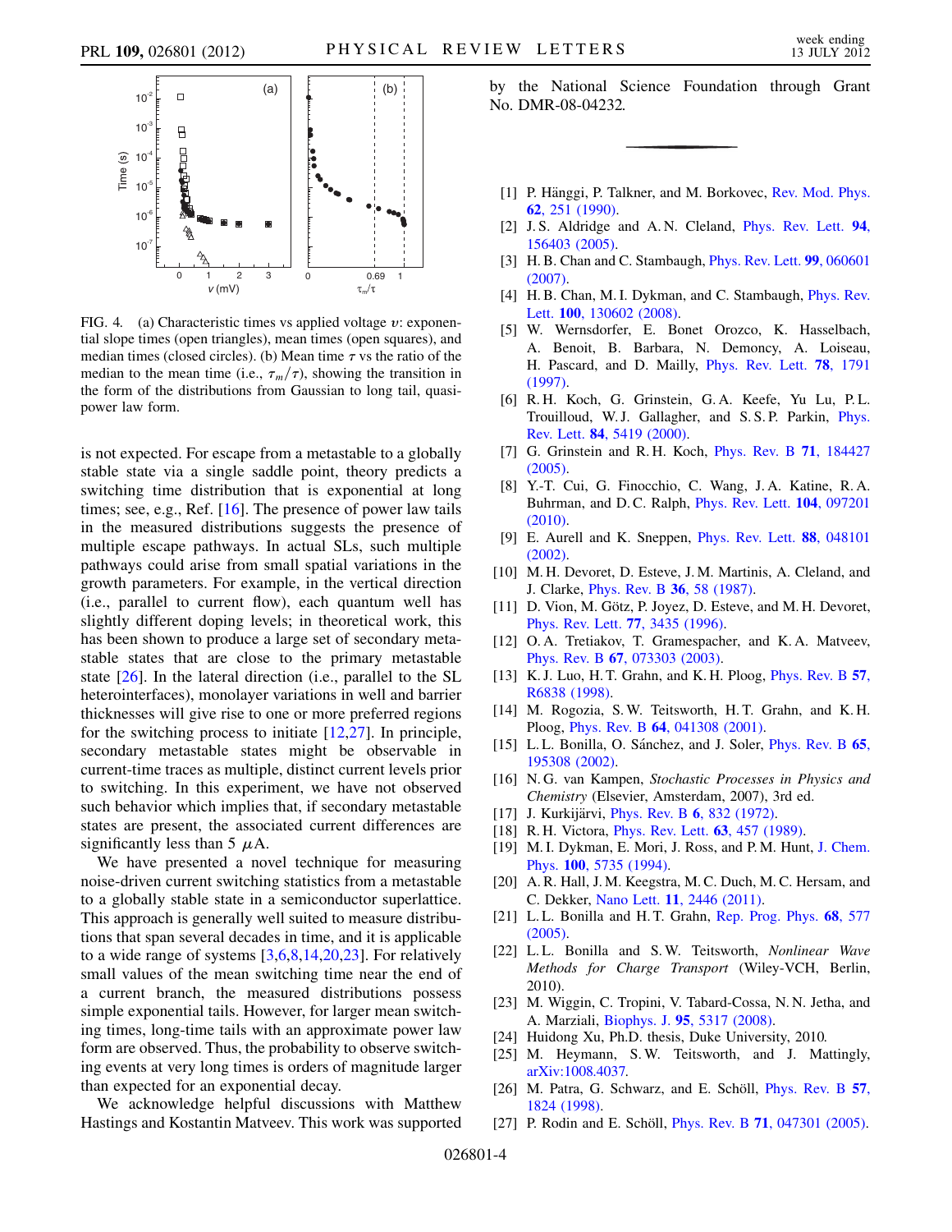(a)

Time (s)

$10^{-2}$

$10^{-3}$

$10^{-4}$

$10^{-5}$

$10^{-6}$

$10^{-7}$

0 1 2 3

$v$ (mV)

(b)

0 0.69 1

$\tau_m/\tau$

FIG. 4. (a) Characteristic times vs applied voltage $v$: exponential slope times (open triangles), mean times (open squares), and median times (closed circles). (b) Mean time $\tau$ vs the ratio of the median to the mean time (i.e., $\tau_m/\tau$), showing the transition in the form of the distributions from Gaussian to long tail, quasi-power law form.

is not expected. For escape from a metastable to a globally stable state via a single saddle point, theory predicts a switching time distribution that is exponential at long times; see, e.g., Ref. [16]. The presence of power law tails in the measured distributions suggests the presence of multiple escape pathways. In actual SLs, such multiple pathways could arise from small spatial variations in the growth parameters. For example, in the vertical direction (i.e., parallel to current flow), each quantum well has slightly different doping levels; in theoretical work, this has been shown to produce a large set of secondary metastable states that are close to the primary metastable state [26]. In the lateral direction (i.e., parallel to the SL heterointerfaces), monolayer variations in well and barrier thicknesses will give rise to one or more preferred regions for the switching process to initiate [12,27]. In principle, secondary metastable states might be observable in current-time traces as multiple, distinct current levels prior to switching. In this experiment, we have not observed such behavior which implies that, if secondary metastable states are present, the associated current differences are significantly less than 5 $\mu$A.

We have presented a novel technique for measuring noise-driven current switching statistics from a metastable to a globally stable state in a semiconductor superlattice. This approach is generally well suited to measure distributions that span several decades in time, and it is applicable to a wide range of systems [3,6,8,14,20,23]. For relatively small values of the mean switching time near the end of a current branch, the measured distributions possess simple exponential tails. However, for larger mean switching times, long-time tails with an approximate power law form are observed. Thus, the probability to observe switching events at very long times is orders of magnitude larger than expected for an exponential decay.

We acknowledge helpful discussions with Matthew Hastings and Kostantin Matveev. This work was supported by the National Science Foundation through Grant No. DMR-08-04232.

---

[1] P. Hänggi, P. Talkner, and M. Borkovec, Rev. Mod. Phys. **62**, 251 (1990).

[2] J. S. Aldridge and A. N. Cleland, Phys. Rev. Lett. **94**, 156403 (2005).

[3] H. B. Chan and C. Stambaugh, Phys. Rev. Lett. **99**, 060601 (2007).

[4] H. B. Chan, M. I. Dykman, and C. Stambaugh, Phys. Rev. Lett. **100**, 130602 (2008).

[5] W. Wernsdorfer, E. Bonet Orozco, K. Hasselbach, A. Benoit, B. Barbara, N. Demoncy, A. Loiseau, H. Pascard, and D. Mailly, Phys. Rev. Lett. **78**, 1791 (1997).

[6] R. H. Koch, G. Grinstein, G. A. Keefe, Yu Lu, P. L. Trouilloud, W. J. Gallagher, and S. S. P. Parkin, Phys. Rev. Lett. **84**, 5419 (2000).

[7] G. Grinstein and R. H. Koch, Phys. Rev. B **71**, 184427 (2005).

[8] Y.-T. Cui, G. Finocchio, C. Wang, J. A. Katine, R. A. Buhrman, and D. C. Ralph, Phys. Rev. Lett. **104**, 097201 (2010).

[9] E. Aurell and K. Sneppen, Phys. Rev. Lett. **88**, 048101 (2002).

[10] M. H. Devoret, D. Esteve, J. M. Martinis, A. Cleland, and J. Clarke, Phys. Rev. B **36**, 58 (1987).

[11] D. Vion, M. Götz, P. Joyez, D. Esteve, and M. H. Devoret, Phys. Rev. Lett. **77**, 3435 (1996).

[12] O. A. Tretiakov, T. Gramespacher, and K. A. Matveev, Phys. Rev. B **67**, 073303 (2003).

[13] K. J. Luo, H. T. Grahn, and K. H. Ploog, Phys. Rev. B **57**, R6838 (1998).

[14] M. Rogozia, S. W. Teitsworth, H. T. Grahn, and K. H. Ploog, Phys. Rev. B **64**, 041308 (2001).

[15] L. L. Bonilla, O. Sánchez, and J. Soler, Phys. Rev. B **65**, 195308 (2002).

[16] N. G. van Kampen, *Stochastic Processes in Physics and Chemistry* (Elsevier, Amsterdam, 2007), 3rd ed.

[17] J. Kurkijärvi, Phys. Rev. B **6**, 832 (1972).

[18] R. H. Victora, Phys. Rev. Lett. **63**, 457 (1989).

[19] M. I. Dykman, E. Mori, J. Ross, and P. M. Hunt, J. Chem. Phys. **100**, 5735 (1994).

[20] A. R. Hall, J. M. Keegstra, M. C. Duch, M. C. Hersam, and C. Dekker, Nano Lett. **11**, 2446 (2011).

[21] L. L. Bonilla and H. T. Grahn, Rep. Prog. Phys. **68**, 577 (2005).

[22] L. L. Bonilla and S. W. Teitsworth, *Nonlinear Wave Methods for Charge Transport* (Wiley-VCH, Berlin, 2010).

[23] M. Wiggin, C. Tropini, V. Tabard-Cossa, N. N. Jetha, and A. Marziali, Biophys. J. **95**, 5317 (2008).

[24] Huidong Xu, Ph.D. thesis, Duke University, 2010.

[25] M. Heymann, S. W. Teitsworth, and J. Mattingly, arXiv:1008.4037.

[26] M. Patra, G. Schwarz, and E. Schöll, Phys. Rev. B **57**, 1824 (1998).

[27] P. Rodin and E. Schöll, Phys. Rev. B **71**, 047301 (2005).